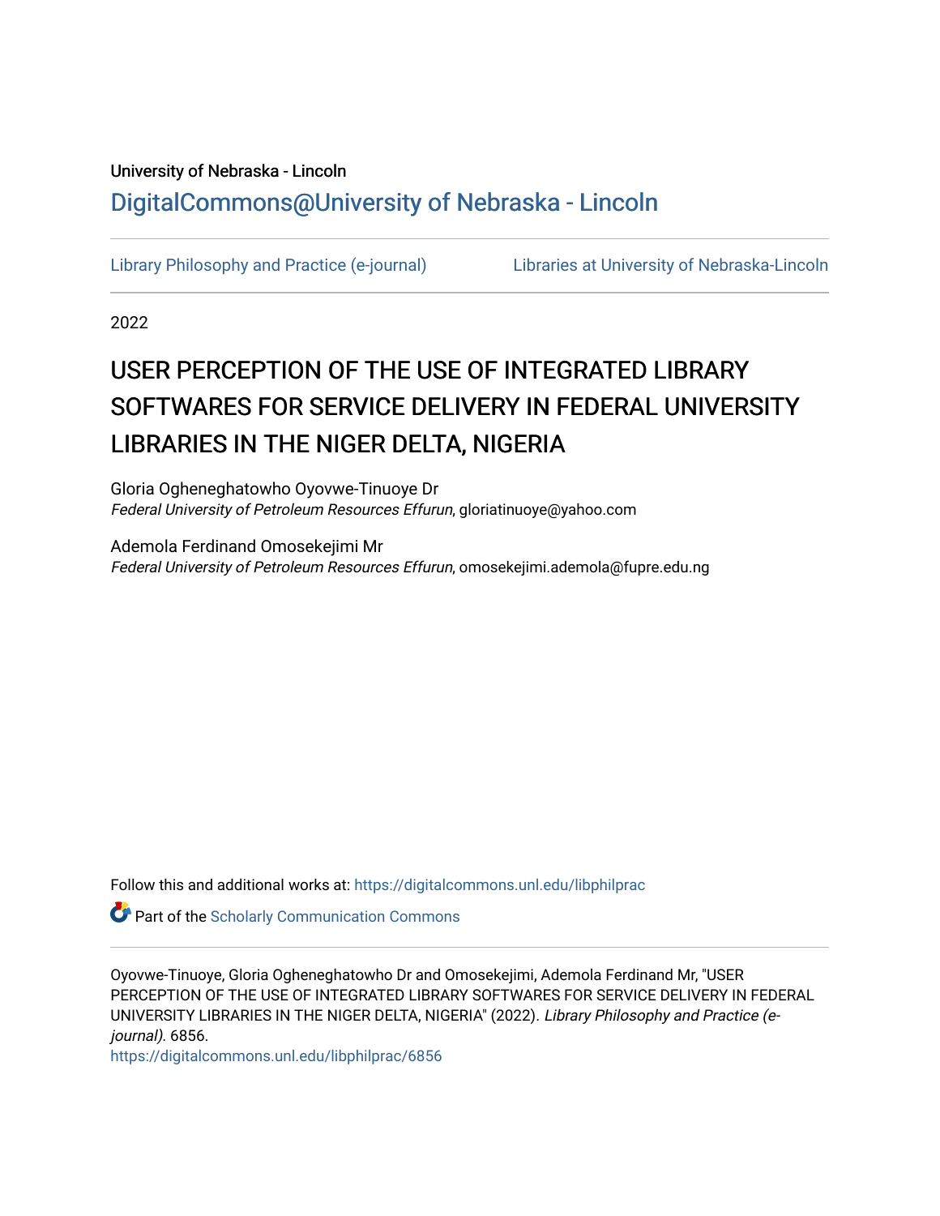University of Nebraska - Lincoln

DigitalCommons@University of Nebraska - Lincoln

Library Philosophy and Practice (e-journal)

Libraries at University of Nebraska-Lincoln

2022

# USER PERCEPTION OF THE USE OF INTEGRATED LIBRARY SOFTWARES FOR SERVICE DELIVERY IN FEDERAL UNIVERSITY LIBRARIES IN THE NIGER DELTA, NIGERIA

Gloria Ogheneghatowho Oyovwe-Tinuoye Dr
*Federal University of Petroleum Resources Effurun*, gloriatinuoye@yahoo.com

Ademola Ferdinand Omosekejimi Mr
*Federal University of Petroleum Resources Effurun*, omosekejimi.ademola@fupre.edu.ng

Follow this and additional works at: https://digitalcommons.unl.edu/libphilprac

Part of the Scholarly Communication Commons

Oyovwe-Tinuoye, Gloria Ogheneghatowho Dr and Omosekejimi, Ademola Ferdinand Mr, "USER PERCEPTION OF THE USE OF INTEGRATED LIBRARY SOFTWARES FOR SERVICE DELIVERY IN FEDERAL UNIVERSITY LIBRARIES IN THE NIGER DELTA, NIGERIA" (2022). *Library Philosophy and Practice (e-journal)*. 6856.
https://digitalcommons.unl.edu/libphilprac/6856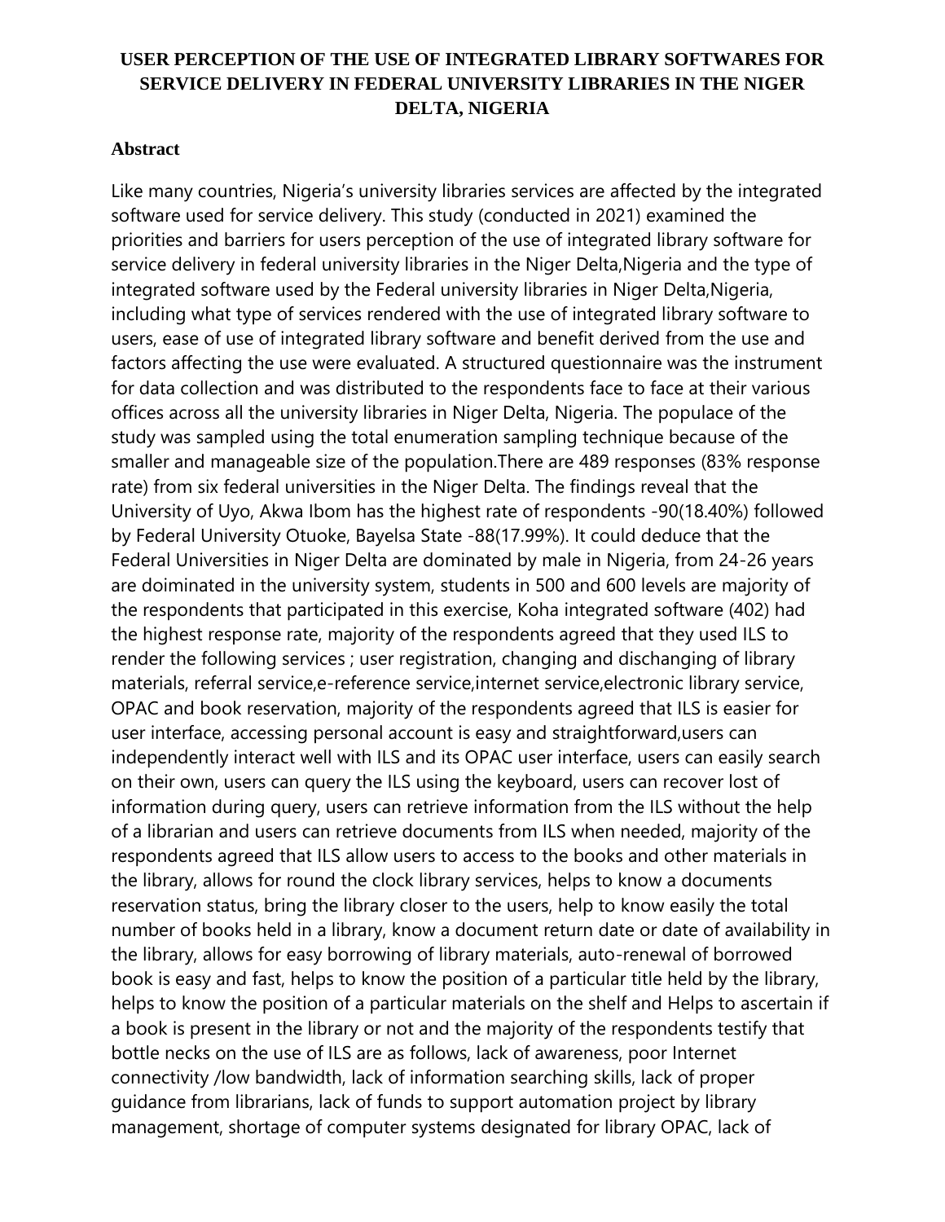# USER PERCEPTION OF THE USE OF INTEGRATED LIBRARY SOFTWARES FOR SERVICE DELIVERY IN FEDERAL UNIVERSITY LIBRARIES IN THE NIGER DELTA, NIGERIA

## Abstract

Like many countries, Nigeria's university libraries services are affected by the integrated software used for service delivery. This study (conducted in 2021) examined the priorities and barriers for users perception of the use of integrated library software for service delivery in federal university libraries in the Niger Delta,Nigeria and the type of integrated software used by the Federal university libraries in Niger Delta,Nigeria, including what type of services rendered with the use of integrated library software to users, ease of use of integrated library software and benefit derived from the use and factors affecting the use were evaluated. A structured questionnaire was the instrument for data collection and was distributed to the respondents face to face at their various offices across all the university libraries in Niger Delta, Nigeria. The populace of the study was sampled using the total enumeration sampling technique because of the smaller and manageable size of the population.There are 489 responses (83% response rate) from six federal universities in the Niger Delta. The findings reveal that the University of Uyo, Akwa Ibom has the highest rate of respondents -90(18.40%) followed by Federal University Otuoke, Bayelsa State -88(17.99%). It could deduce that the Federal Universities in Niger Delta are dominated by male in Nigeria, from 24-26 years are doiminated in the university system, students in 500 and 600 levels are majority of the respondents that participated in this exercise, Koha integrated software (402) had the highest response rate, majority of the respondents agreed that they used ILS to render the following services ; user registration, changing and dischanging of library materials, referral service,e-reference service,internet service,electronic library service, OPAC and book reservation, majority of the respondents agreed that ILS is easier for user interface, accessing personal account is easy and straightforward,users can independently interact well with ILS and its OPAC user interface, users can easily search on their own, users can query the ILS using the keyboard, users can recover lost of information during query, users can retrieve information from the ILS without the help of a librarian and users can retrieve documents from ILS when needed, majority of the respondents agreed that ILS allow users to access to the books and other materials in the library, allows for round the clock library services, helps to know a documents reservation status, bring the library closer to the users, help to know easily the total number of books held in a library, know a document return date or date of availability in the library, allows for easy borrowing of library materials, auto-renewal of borrowed book is easy and fast, helps to know the position of a particular title held by the library, helps to know the position of a particular materials on the shelf and Helps to ascertain if a book is present in the library or not and the majority of the respondents testify that bottle necks on the use of ILS are as follows, lack of awareness, poor Internet connectivity /low bandwidth, lack of information searching skills, lack of proper guidance from librarians, lack of funds to support automation project by library management, shortage of computer systems designated for library OPAC, lack of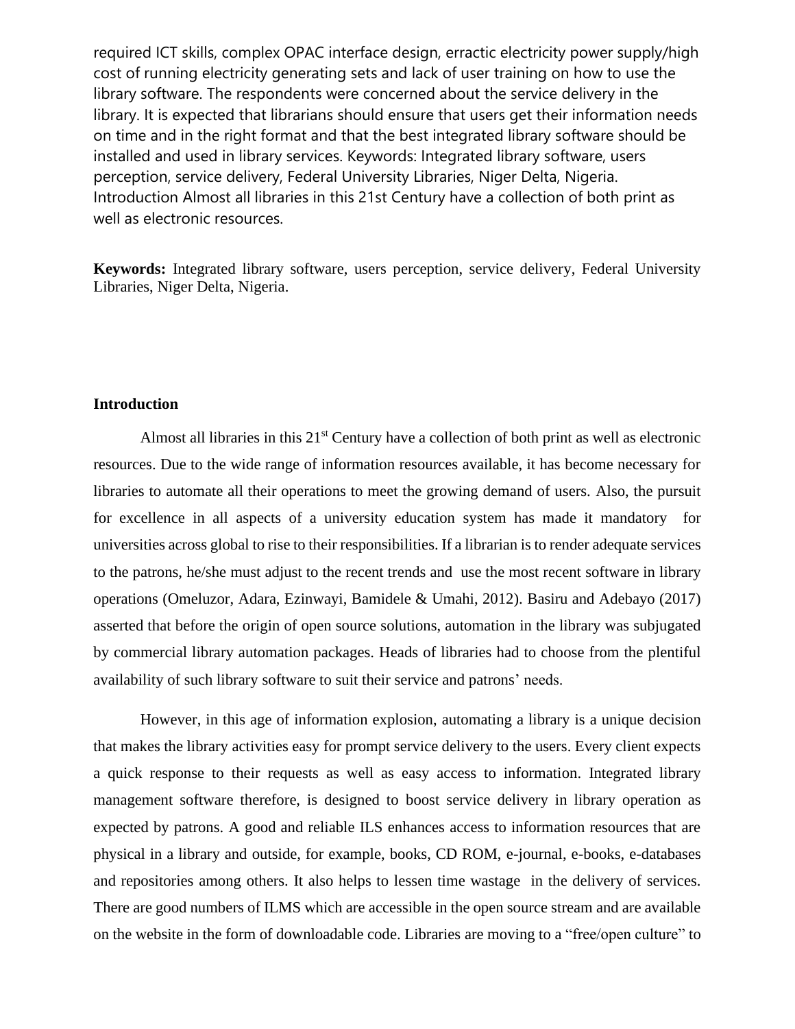required ICT skills, complex OPAC interface design, erractic electricity power supply/high cost of running electricity generating sets and lack of user training on how to use the library software. The respondents were concerned about the service delivery in the library. It is expected that librarians should ensure that users get their information needs on time and in the right format and that the best integrated library software should be installed and used in library services. Keywords: Integrated library software, users perception, service delivery, Federal University Libraries, Niger Delta, Nigeria. Introduction Almost all libraries in this 21st Century have a collection of both print as well as electronic resources.

**Keywords:** Integrated library software, users perception, service delivery, Federal University Libraries, Niger Delta, Nigeria.

## Introduction

Almost all libraries in this 21st Century have a collection of both print as well as electronic resources. Due to the wide range of information resources available, it has become necessary for libraries to automate all their operations to meet the growing demand of users. Also, the pursuit for excellence in all aspects of a university education system has made it mandatory for universities across global to rise to their responsibilities. If a librarian is to render adequate services to the patrons, he/she must adjust to the recent trends and use the most recent software in library operations (Omeluzor, Adara, Ezinwayi, Bamidele & Umahi, 2012). Basiru and Adebayo (2017) asserted that before the origin of open source solutions, automation in the library was subjugated by commercial library automation packages. Heads of libraries had to choose from the plentiful availability of such library software to suit their service and patrons' needs.

However, in this age of information explosion, automating a library is a unique decision that makes the library activities easy for prompt service delivery to the users. Every client expects a quick response to their requests as well as easy access to information. Integrated library management software therefore, is designed to boost service delivery in library operation as expected by patrons. A good and reliable ILS enhances access to information resources that are physical in a library and outside, for example, books, CD ROM, e-journal, e-books, e-databases and repositories among others. It also helps to lessen time wastage in the delivery of services. There are good numbers of ILMS which are accessible in the open source stream and are available on the website in the form of downloadable code. Libraries are moving to a "free/open culture" to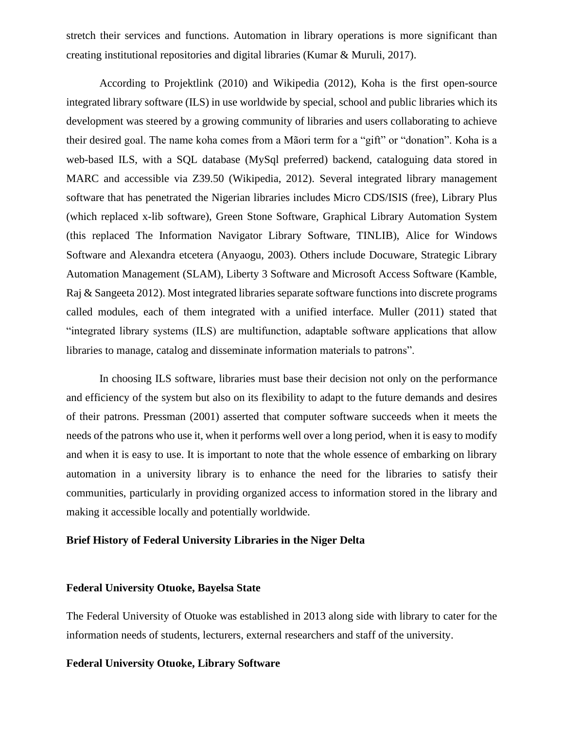stretch their services and functions. Automation in library operations is more significant than creating institutional repositories and digital libraries (Kumar & Muruli, 2017).

According to Projektlink (2010) and Wikipedia (2012), Koha is the first open-source integrated library software (ILS) in use worldwide by special, school and public libraries which its development was steered by a growing community of libraries and users collaborating to achieve their desired goal. The name koha comes from a Mãori term for a "gift" or "donation". Koha is a web-based ILS, with a SQL database (MySql preferred) backend, cataloguing data stored in MARC and accessible via Z39.50 (Wikipedia, 2012). Several integrated library management software that has penetrated the Nigerian libraries includes Micro CDS/ISIS (free), Library Plus (which replaced x-lib software), Green Stone Software, Graphical Library Automation System (this replaced The Information Navigator Library Software, TINLIB), Alice for Windows Software and Alexandra etcetera (Anyaogu, 2003). Others include Docuware, Strategic Library Automation Management (SLAM), Liberty 3 Software and Microsoft Access Software (Kamble, Raj & Sangeeta 2012). Most integrated libraries separate software functions into discrete programs called modules, each of them integrated with a unified interface. Muller (2011) stated that "integrated library systems (ILS) are multifunction, adaptable software applications that allow libraries to manage, catalog and disseminate information materials to patrons".

In choosing ILS software, libraries must base their decision not only on the performance and efficiency of the system but also on its flexibility to adapt to the future demands and desires of their patrons. Pressman (2001) asserted that computer software succeeds when it meets the needs of the patrons who use it, when it performs well over a long period, when it is easy to modify and when it is easy to use. It is important to note that the whole essence of embarking on library automation in a university library is to enhance the need for the libraries to satisfy their communities, particularly in providing organized access to information stored in the library and making it accessible locally and potentially worldwide.

**Brief History of Federal University Libraries in the Niger Delta**

**Federal University Otuoke, Bayelsa State**

The Federal University of Otuoke was established in 2013 along side with library to cater for the information needs of students, lecturers, external researchers and staff of the university.

**Federal University Otuoke, Library Software**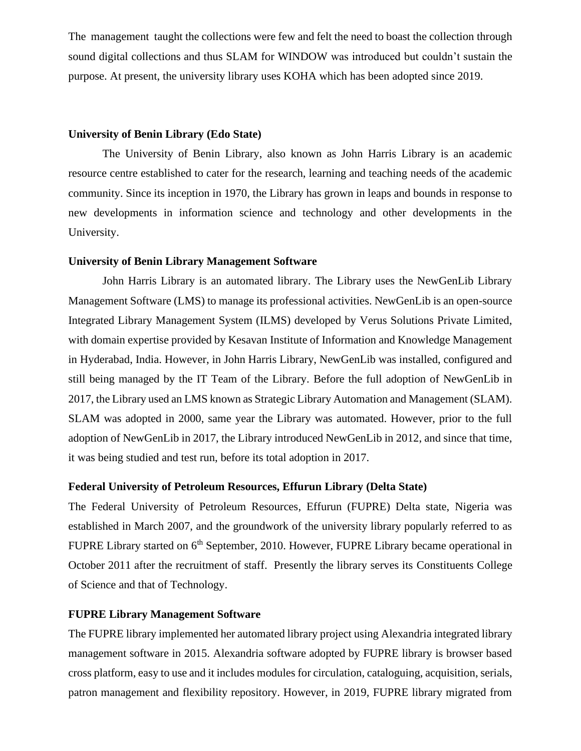The management taught the collections were few and felt the need to boast the collection through sound digital collections and thus SLAM for WINDOW was introduced but couldn't sustain the purpose. At present, the university library uses KOHA which has been adopted since 2019.

**University of Benin Library (Edo State)**

The University of Benin Library, also known as John Harris Library is an academic resource centre established to cater for the research, learning and teaching needs of the academic community. Since its inception in 1970, the Library has grown in leaps and bounds in response to new developments in information science and technology and other developments in the University.

**University of Benin Library Management Software**

John Harris Library is an automated library. The Library uses the NewGenLib Library Management Software (LMS) to manage its professional activities. NewGenLib is an open-source Integrated Library Management System (ILMS) developed by Verus Solutions Private Limited, with domain expertise provided by Kesavan Institute of Information and Knowledge Management in Hyderabad, India. However, in John Harris Library, NewGenLib was installed, configured and still being managed by the IT Team of the Library. Before the full adoption of NewGenLib in 2017, the Library used an LMS known as Strategic Library Automation and Management (SLAM). SLAM was adopted in 2000, same year the Library was automated. However, prior to the full adoption of NewGenLib in 2017, the Library introduced NewGenLib in 2012, and since that time, it was being studied and test run, before its total adoption in 2017.

**Federal University of Petroleum Resources, Effurun Library (Delta State)**

The Federal University of Petroleum Resources, Effurun (FUPRE) Delta state, Nigeria was established in March 2007, and the groundwork of the university library popularly referred to as FUPRE Library started on 6th September, 2010. However, FUPRE Library became operational in October 2011 after the recruitment of staff. Presently the library serves its Constituents College of Science and that of Technology.

**FUPRE Library Management Software**

The FUPRE library implemented her automated library project using Alexandria integrated library management software in 2015. Alexandria software adopted by FUPRE library is browser based cross platform, easy to use and it includes modules for circulation, cataloguing, acquisition, serials, patron management and flexibility repository. However, in 2019, FUPRE library migrated from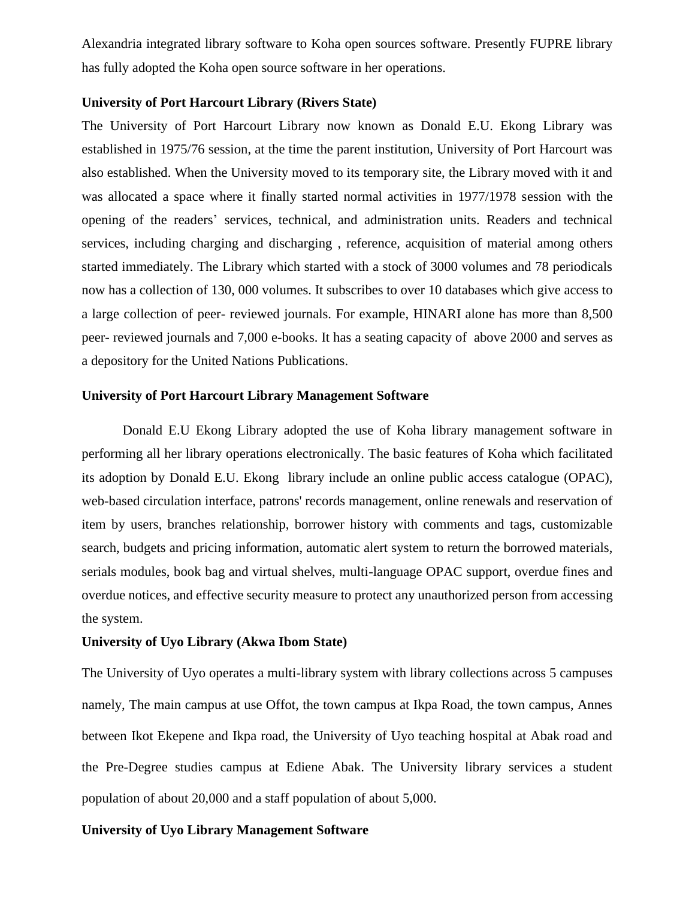Alexandria integrated library software to Koha open sources software. Presently FUPRE library has fully adopted the Koha open source software in her operations.

**University of Port Harcourt Library (Rivers State)**

The University of Port Harcourt Library now known as Donald E.U. Ekong Library was established in 1975/76 session, at the time the parent institution, University of Port Harcourt was also established. When the University moved to its temporary site, the Library moved with it and was allocated a space where it finally started normal activities in 1977/1978 session with the opening of the readers' services, technical, and administration units. Readers and technical services, including charging and discharging , reference, acquisition of material among others started immediately. The Library which started with a stock of 3000 volumes and 78 periodicals now has a collection of 130, 000 volumes. It subscribes to over 10 databases which give access to a large collection of peer- reviewed journals. For example, HINARI alone has more than 8,500 peer- reviewed journals and 7,000 e-books. It has a seating capacity of above 2000 and serves as a depository for the United Nations Publications.

**University of Port Harcourt Library Management Software**

Donald E.U Ekong Library adopted the use of Koha library management software in performing all her library operations electronically. The basic features of Koha which facilitated its adoption by Donald E.U. Ekong library include an online public access catalogue (OPAC), web-based circulation interface, patrons' records management, online renewals and reservation of item by users, branches relationship, borrower history with comments and tags, customizable search, budgets and pricing information, automatic alert system to return the borrowed materials, serials modules, book bag and virtual shelves, multi-language OPAC support, overdue fines and overdue notices, and effective security measure to protect any unauthorized person from accessing the system.

**University of Uyo Library (Akwa Ibom State)**

The University of Uyo operates a multi-library system with library collections across 5 campuses namely, The main campus at use Offot, the town campus at Ikpa Road, the town campus, Annes between Ikot Ekepene and Ikpa road, the University of Uyo teaching hospital at Abak road and the Pre-Degree studies campus at Ediene Abak. The University library services a student population of about 20,000 and a staff population of about 5,000.

**University of Uyo Library Management Software**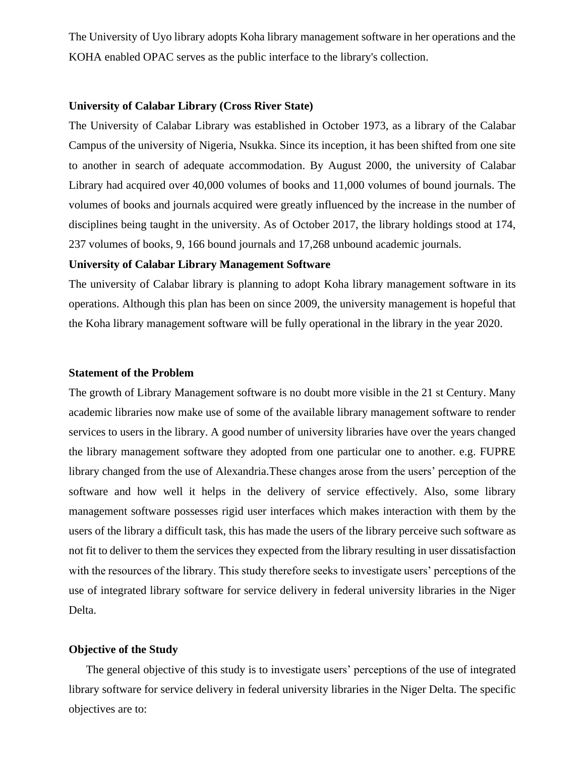The University of Uyo library adopts Koha library management software in her operations and the KOHA enabled OPAC serves as the public interface to the library's collection.

**University of Calabar Library (Cross River State)**

The University of Calabar Library was established in October 1973, as a library of the Calabar Campus of the university of Nigeria, Nsukka. Since its inception, it has been shifted from one site to another in search of adequate accommodation. By August 2000, the university of Calabar Library had acquired over 40,000 volumes of books and 11,000 volumes of bound journals. The volumes of books and journals acquired were greatly influenced by the increase in the number of disciplines being taught in the university. As of October 2017, the library holdings stood at 174, 237 volumes of books, 9, 166 bound journals and 17,268 unbound academic journals.

**University of Calabar Library Management Software**

The university of Calabar library is planning to adopt Koha library management software in its operations. Although this plan has been on since 2009, the university management is hopeful that the Koha library management software will be fully operational in the library in the year 2020.

**Statement of the Problem**

The growth of Library Management software is no doubt more visible in the 21 st Century. Many academic libraries now make use of some of the available library management software to render services to users in the library. A good number of university libraries have over the years changed the library management software they adopted from one particular one to another. e.g. FUPRE library changed from the use of Alexandria.These changes arose from the users' perception of the software and how well it helps in the delivery of service effectively. Also, some library management software possesses rigid user interfaces which makes interaction with them by the users of the library a difficult task, this has made the users of the library perceive such software as not fit to deliver to them the services they expected from the library resulting in user dissatisfaction with the resources of the library. This study therefore seeks to investigate users' perceptions of the use of integrated library software for service delivery in federal university libraries in the Niger Delta.

**Objective of the Study**

The general objective of this study is to investigate users' perceptions of the use of integrated library software for service delivery in federal university libraries in the Niger Delta. The specific objectives are to: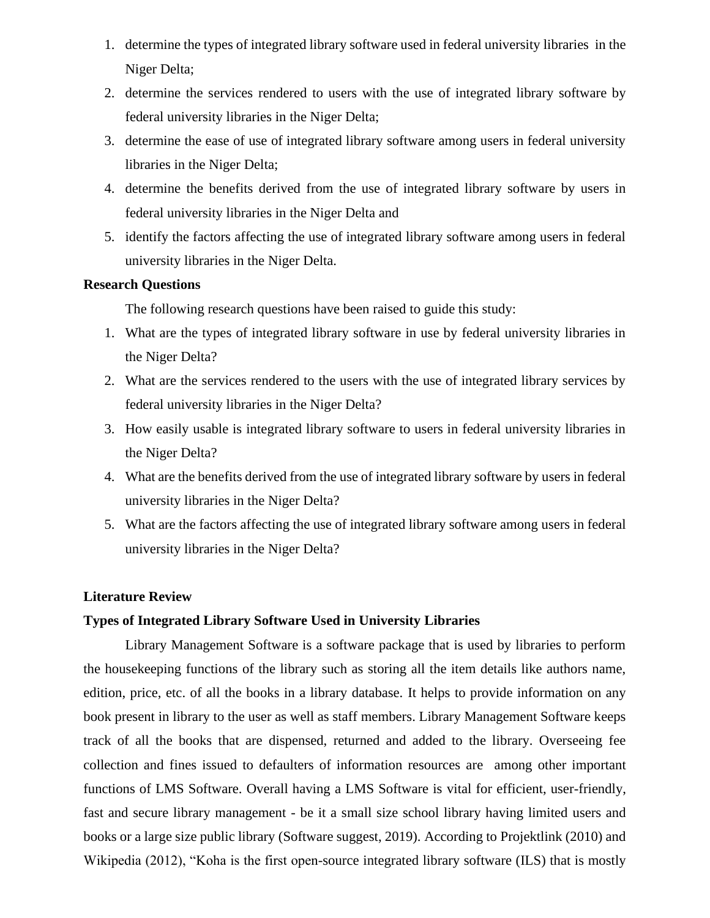1. determine the types of integrated library software used in federal university libraries in the Niger Delta;
2. determine the services rendered to users with the use of integrated library software by federal university libraries in the Niger Delta;
3. determine the ease of use of integrated library software among users in federal university libraries in the Niger Delta;
4. determine the benefits derived from the use of integrated library software by users in federal university libraries in the Niger Delta and
5. identify the factors affecting the use of integrated library software among users in federal university libraries in the Niger Delta.

**Research Questions**

The following research questions have been raised to guide this study:

1. What are the types of integrated library software in use by federal university libraries in the Niger Delta?
2. What are the services rendered to the users with the use of integrated library services by federal university libraries in the Niger Delta?
3. How easily usable is integrated library software to users in federal university libraries in the Niger Delta?
4. What are the benefits derived from the use of integrated library software by users in federal university libraries in the Niger Delta?
5. What are the factors affecting the use of integrated library software among users in federal university libraries in the Niger Delta?

**Literature Review**

**Types of Integrated Library Software Used in University Libraries**

Library Management Software is a software package that is used by libraries to perform the housekeeping functions of the library such as storing all the item details like authors name, edition, price, etc. of all the books in a library database. It helps to provide information on any book present in library to the user as well as staff members. Library Management Software keeps track of all the books that are dispensed, returned and added to the library. Overseeing fee collection and fines issued to defaulters of information resources are among other important functions of LMS Software. Overall having a LMS Software is vital for efficient, user-friendly, fast and secure library management - be it a small size school library having limited users and books or a large size public library (Software suggest, 2019). According to Projektlink (2010) and Wikipedia (2012), "Koha is the first open-source integrated library software (ILS) that is mostly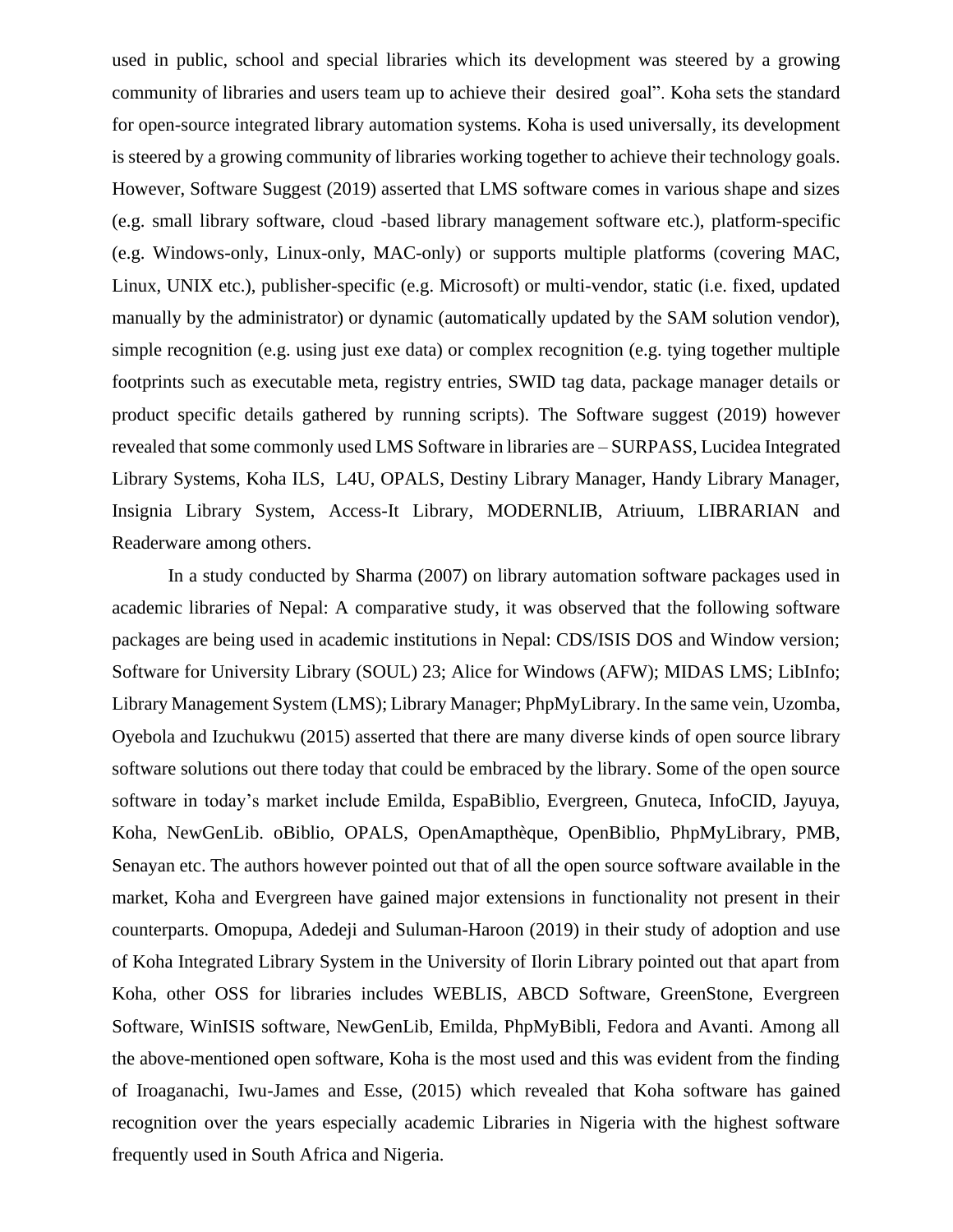used in public, school and special libraries which its development was steered by a growing community of libraries and users team up to achieve their desired goal". Koha sets the standard for open-source integrated library automation systems. Koha is used universally, its development is steered by a growing community of libraries working together to achieve their technology goals. However, Software Suggest (2019) asserted that LMS software comes in various shape and sizes (e.g. small library software, cloud -based library management software etc.), platform-specific (e.g. Windows-only, Linux-only, MAC-only) or supports multiple platforms (covering MAC, Linux, UNIX etc.), publisher-specific (e.g. Microsoft) or multi-vendor, static (i.e. fixed, updated manually by the administrator) or dynamic (automatically updated by the SAM solution vendor), simple recognition (e.g. using just exe data) or complex recognition (e.g. tying together multiple footprints such as executable meta, registry entries, SWID tag data, package manager details or product specific details gathered by running scripts). The Software suggest (2019) however revealed that some commonly used LMS Software in libraries are – SURPASS, Lucidea Integrated Library Systems, Koha ILS, L4U, OPALS, Destiny Library Manager, Handy Library Manager, Insignia Library System, Access-It Library, MODERNLIB, Atriuum, LIBRARIAN and Readerware among others.

In a study conducted by Sharma (2007) on library automation software packages used in academic libraries of Nepal: A comparative study, it was observed that the following software packages are being used in academic institutions in Nepal: CDS/ISIS DOS and Window version; Software for University Library (SOUL) 23; Alice for Windows (AFW); MIDAS LMS; LibInfo; Library Management System (LMS); Library Manager; PhpMyLibrary. In the same vein, Uzomba, Oyebola and Izuchukwu (2015) asserted that there are many diverse kinds of open source library software solutions out there today that could be embraced by the library. Some of the open source software in today's market include Emilda, EspaBiblio, Evergreen, Gnuteca, InfoCID, Jayuya, Koha, NewGenLib. oBiblio, OPALS, OpenAmapthèque, OpenBiblio, PhpMyLibrary, PMB, Senayan etc. The authors however pointed out that of all the open source software available in the market, Koha and Evergreen have gained major extensions in functionality not present in their counterparts. Omopupa, Adedeji and Suluman-Haroon (2019) in their study of adoption and use of Koha Integrated Library System in the University of Ilorin Library pointed out that apart from Koha, other OSS for libraries includes WEBLIS, ABCD Software, GreenStone, Evergreen Software, WinISIS software, NewGenLib, Emilda, PhpMyBibli, Fedora and Avanti. Among all the above-mentioned open software, Koha is the most used and this was evident from the finding of Iroaganachi, Iwu-James and Esse, (2015) which revealed that Koha software has gained recognition over the years especially academic Libraries in Nigeria with the highest software frequently used in South Africa and Nigeria.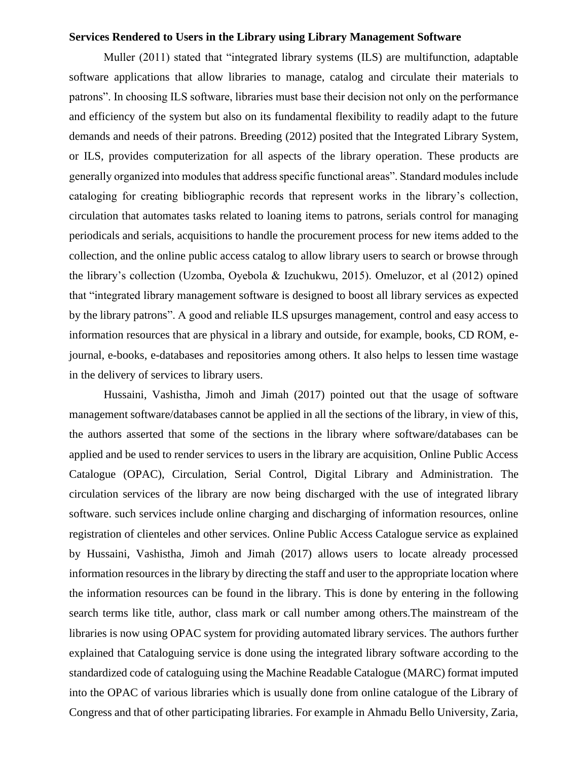**Services Rendered to Users in the Library using Library Management Software**

Muller (2011) stated that "integrated library systems (ILS) are multifunction, adaptable software applications that allow libraries to manage, catalog and circulate their materials to patrons". In choosing ILS software, libraries must base their decision not only on the performance and efficiency of the system but also on its fundamental flexibility to readily adapt to the future demands and needs of their patrons. Breeding (2012) posited that the Integrated Library System, or ILS, provides computerization for all aspects of the library operation. These products are generally organized into modules that address specific functional areas". Standard modules include cataloging for creating bibliographic records that represent works in the library's collection, circulation that automates tasks related to loaning items to patrons, serials control for managing periodicals and serials, acquisitions to handle the procurement process for new items added to the collection, and the online public access catalog to allow library users to search or browse through the library's collection (Uzomba, Oyebola & Izuchukwu, 2015). Omeluzor, et al (2012) opined that "integrated library management software is designed to boost all library services as expected by the library patrons". A good and reliable ILS upsurges management, control and easy access to information resources that are physical in a library and outside, for example, books, CD ROM, e-journal, e-books, e-databases and repositories among others. It also helps to lessen time wastage in the delivery of services to library users.

Hussaini, Vashistha, Jimoh and Jimah (2017) pointed out that the usage of software management software/databases cannot be applied in all the sections of the library, in view of this, the authors asserted that some of the sections in the library where software/databases can be applied and be used to render services to users in the library are acquisition, Online Public Access Catalogue (OPAC), Circulation, Serial Control, Digital Library and Administration. The circulation services of the library are now being discharged with the use of integrated library software. such services include online charging and discharging of information resources, online registration of clienteles and other services. Online Public Access Catalogue service as explained by Hussaini, Vashistha, Jimoh and Jimah (2017) allows users to locate already processed information resources in the library by directing the staff and user to the appropriate location where the information resources can be found in the library. This is done by entering in the following search terms like title, author, class mark or call number among others.The mainstream of the libraries is now using OPAC system for providing automated library services. The authors further explained that Cataloguing service is done using the integrated library software according to the standardized code of cataloguing using the Machine Readable Catalogue (MARC) format imputed into the OPAC of various libraries which is usually done from online catalogue of the Library of Congress and that of other participating libraries. For example in Ahmadu Bello University, Zaria,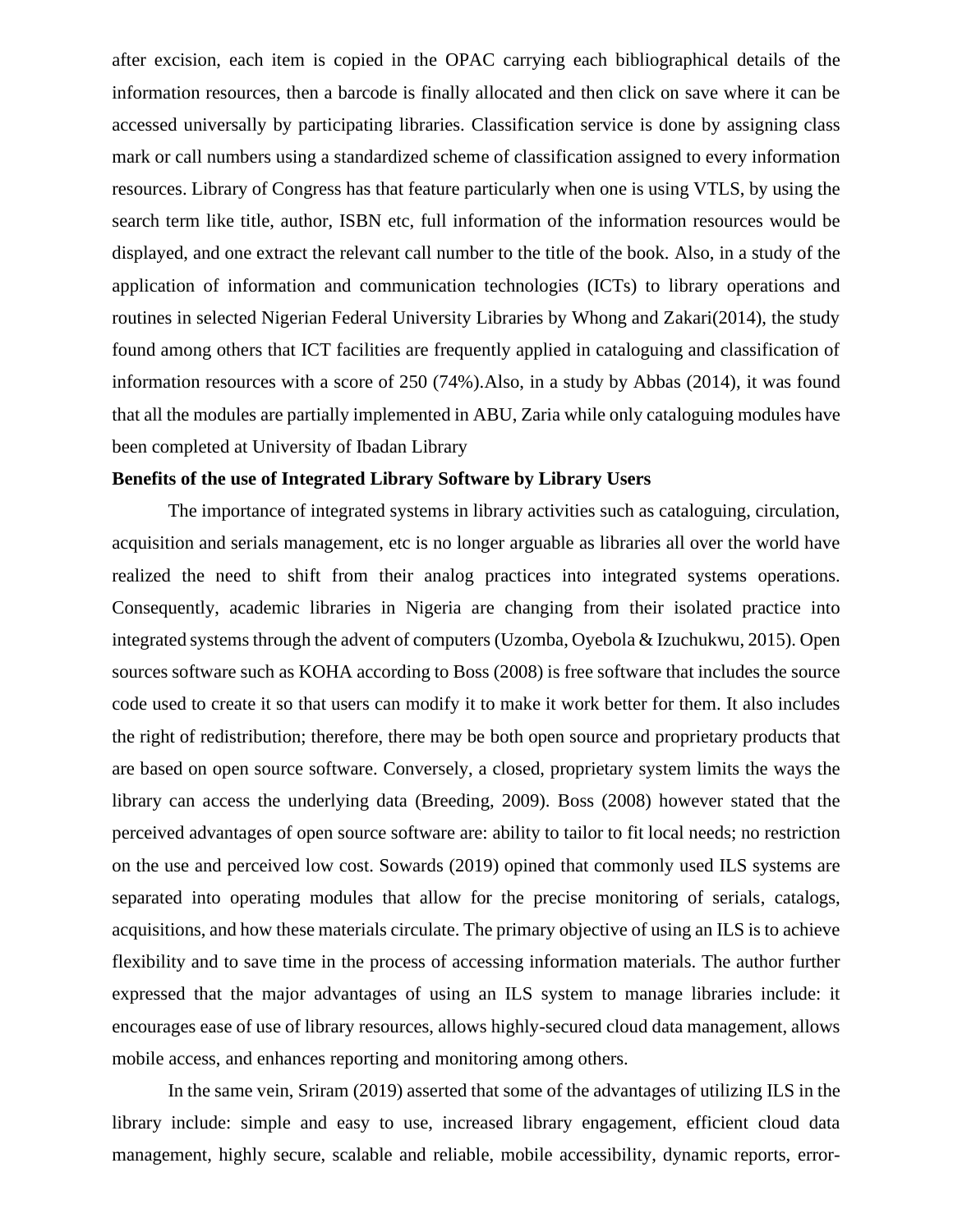after excision, each item is copied in the OPAC carrying each bibliographical details of the information resources, then a barcode is finally allocated and then click on save where it can be accessed universally by participating libraries. Classification service is done by assigning class mark or call numbers using a standardized scheme of classification assigned to every information resources. Library of Congress has that feature particularly when one is using VTLS, by using the search term like title, author, ISBN etc, full information of the information resources would be displayed, and one extract the relevant call number to the title of the book. Also, in a study of the application of information and communication technologies (ICTs) to library operations and routines in selected Nigerian Federal University Libraries by Whong and Zakari(2014), the study found among others that ICT facilities are frequently applied in cataloguing and classification of information resources with a score of 250 (74%).Also, in a study by Abbas (2014), it was found that all the modules are partially implemented in ABU, Zaria while only cataloguing modules have been completed at University of Ibadan Library

**Benefits of the use of Integrated Library Software by Library Users**

The importance of integrated systems in library activities such as cataloguing, circulation, acquisition and serials management, etc is no longer arguable as libraries all over the world have realized the need to shift from their analog practices into integrated systems operations. Consequently, academic libraries in Nigeria are changing from their isolated practice into integrated systems through the advent of computers (Uzomba, Oyebola & Izuchukwu, 2015). Open sources software such as KOHA according to Boss (2008) is free software that includes the source code used to create it so that users can modify it to make it work better for them. It also includes the right of redistribution; therefore, there may be both open source and proprietary products that are based on open source software. Conversely, a closed, proprietary system limits the ways the library can access the underlying data (Breeding, 2009). Boss (2008) however stated that the perceived advantages of open source software are: ability to tailor to fit local needs; no restriction on the use and perceived low cost. Sowards (2019) opined that commonly used ILS systems are separated into operating modules that allow for the precise monitoring of serials, catalogs, acquisitions, and how these materials circulate. The primary objective of using an ILS is to achieve flexibility and to save time in the process of accessing information materials. The author further expressed that the major advantages of using an ILS system to manage libraries include: it encourages ease of use of library resources, allows highly-secured cloud data management, allows mobile access, and enhances reporting and monitoring among others.

In the same vein, Sriram (2019) asserted that some of the advantages of utilizing ILS in the library include: simple and easy to use, increased library engagement, efficient cloud data management, highly secure, scalable and reliable, mobile accessibility, dynamic reports, error-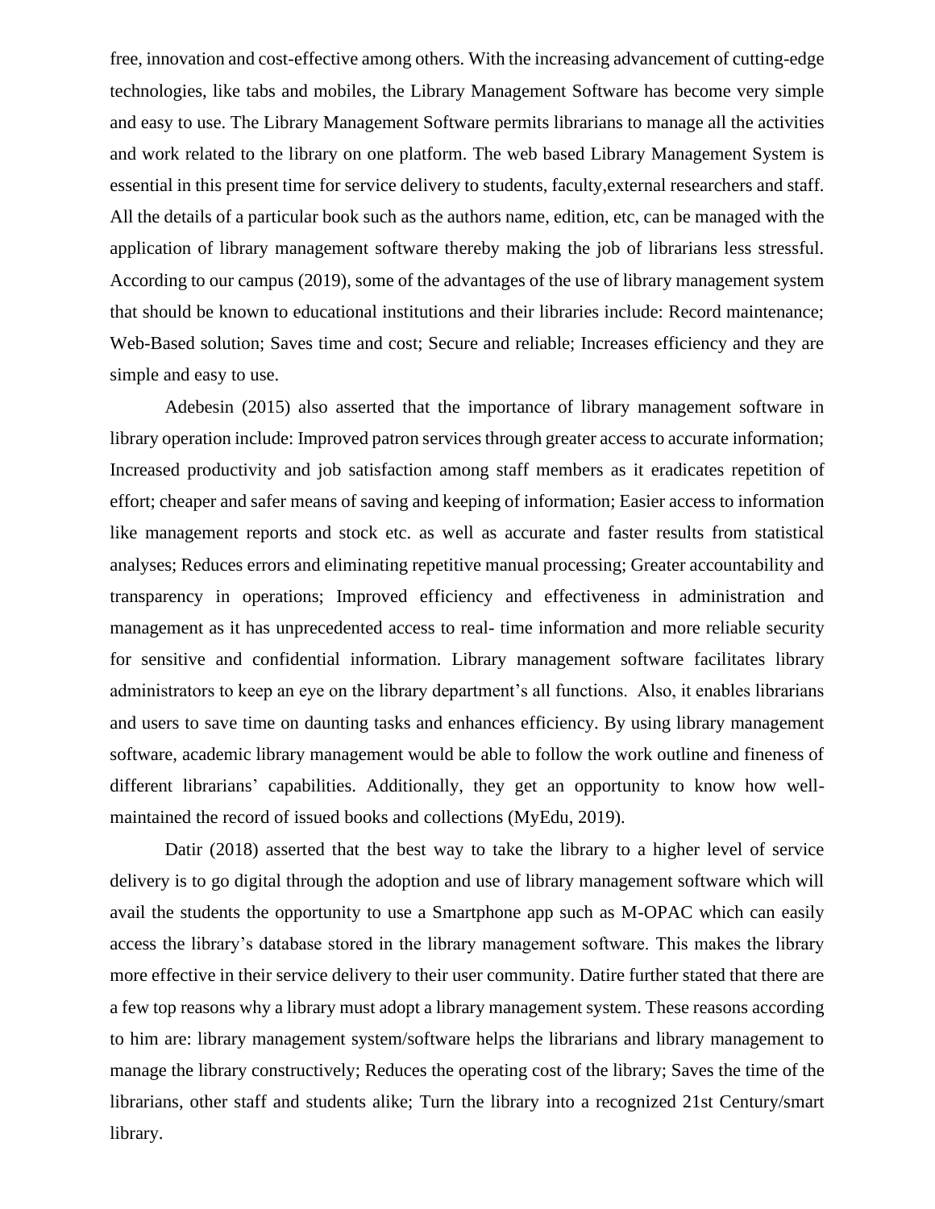free, innovation and cost-effective among others. With the increasing advancement of cutting-edge technologies, like tabs and mobiles, the Library Management Software has become very simple and easy to use. The Library Management Software permits librarians to manage all the activities and work related to the library on one platform. The web based Library Management System is essential in this present time for service delivery to students, faculty,external researchers and staff. All the details of a particular book such as the authors name, edition, etc, can be managed with the application of library management software thereby making the job of librarians less stressful. According to our campus (2019), some of the advantages of the use of library management system that should be known to educational institutions and their libraries include: Record maintenance; Web-Based solution; Saves time and cost; Secure and reliable; Increases efficiency and they are simple and easy to use.

Adebesin (2015) also asserted that the importance of library management software in library operation include: Improved patron services through greater access to accurate information; Increased productivity and job satisfaction among staff members as it eradicates repetition of effort; cheaper and safer means of saving and keeping of information; Easier access to information like management reports and stock etc. as well as accurate and faster results from statistical analyses; Reduces errors and eliminating repetitive manual processing; Greater accountability and transparency in operations; Improved efficiency and effectiveness in administration and management as it has unprecedented access to real- time information and more reliable security for sensitive and confidential information. Library management software facilitates library administrators to keep an eye on the library department's all functions. Also, it enables librarians and users to save time on daunting tasks and enhances efficiency. By using library management software, academic library management would be able to follow the work outline and fineness of different librarians' capabilities. Additionally, they get an opportunity to know how well-maintained the record of issued books and collections (MyEdu, 2019).

Datir (2018) asserted that the best way to take the library to a higher level of service delivery is to go digital through the adoption and use of library management software which will avail the students the opportunity to use a Smartphone app such as M-OPAC which can easily access the library's database stored in the library management software. This makes the library more effective in their service delivery to their user community. Datire further stated that there are a few top reasons why a library must adopt a library management system. These reasons according to him are: library management system/software helps the librarians and library management to manage the library constructively; Reduces the operating cost of the library; Saves the time of the librarians, other staff and students alike; Turn the library into a recognized 21st Century/smart library.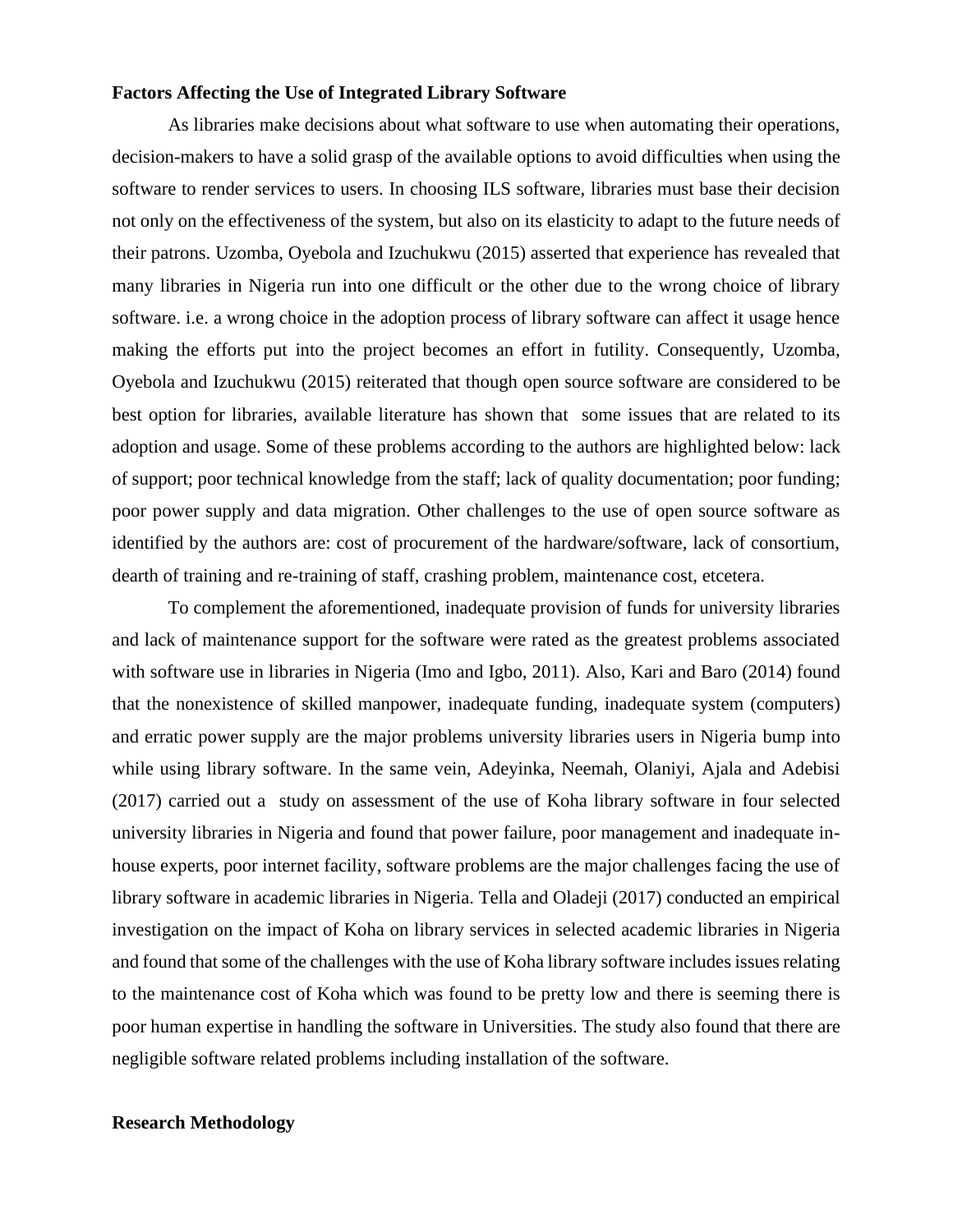**Factors Affecting the Use of Integrated Library Software**

As libraries make decisions about what software to use when automating their operations, decision-makers to have a solid grasp of the available options to avoid difficulties when using the software to render services to users. In choosing ILS software, libraries must base their decision not only on the effectiveness of the system, but also on its elasticity to adapt to the future needs of their patrons. Uzomba, Oyebola and Izuchukwu (2015) asserted that experience has revealed that many libraries in Nigeria run into one difficult or the other due to the wrong choice of library software. i.e. a wrong choice in the adoption process of library software can affect it usage hence making the efforts put into the project becomes an effort in futility. Consequently, Uzomba, Oyebola and Izuchukwu (2015) reiterated that though open source software are considered to be best option for libraries, available literature has shown that some issues that are related to its adoption and usage. Some of these problems according to the authors are highlighted below: lack of support; poor technical knowledge from the staff; lack of quality documentation; poor funding; poor power supply and data migration. Other challenges to the use of open source software as identified by the authors are: cost of procurement of the hardware/software, lack of consortium, dearth of training and re-training of staff, crashing problem, maintenance cost, etcetera.

To complement the aforementioned, inadequate provision of funds for university libraries and lack of maintenance support for the software were rated as the greatest problems associated with software use in libraries in Nigeria (Imo and Igbo, 2011). Also, Kari and Baro (2014) found that the nonexistence of skilled manpower, inadequate funding, inadequate system (computers) and erratic power supply are the major problems university libraries users in Nigeria bump into while using library software. In the same vein, Adeyinka, Neemah, Olaniyi, Ajala and Adebisi (2017) carried out a study on assessment of the use of Koha library software in four selected university libraries in Nigeria and found that power failure, poor management and inadequate in-house experts, poor internet facility, software problems are the major challenges facing the use of library software in academic libraries in Nigeria. Tella and Oladeji (2017) conducted an empirical investigation on the impact of Koha on library services in selected academic libraries in Nigeria and found that some of the challenges with the use of Koha library software includes issues relating to the maintenance cost of Koha which was found to be pretty low and there is seeming there is poor human expertise in handling the software in Universities. The study also found that there are negligible software related problems including installation of the software.

**Research Methodology**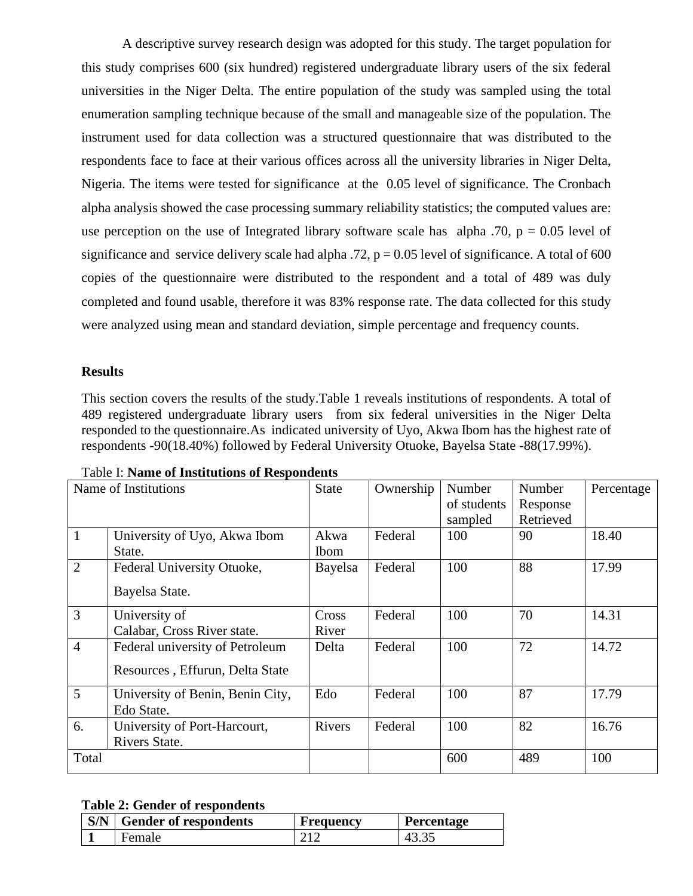A descriptive survey research design was adopted for this study. The target population for this study comprises 600 (six hundred) registered undergraduate library users of the six federal universities in the Niger Delta. The entire population of the study was sampled using the total enumeration sampling technique because of the small and manageable size of the population. The instrument used for data collection was a structured questionnaire that was distributed to the respondents face to face at their various offices across all the university libraries in Niger Delta, Nigeria. The items were tested for significance at the 0.05 level of significance. The Cronbach alpha analysis showed the case processing summary reliability statistics; the computed values are: use perception on the use of Integrated library software scale has alpha .70, p = 0.05 level of significance and service delivery scale had alpha .72, p = 0.05 level of significance. A total of 600 copies of the questionnaire were distributed to the respondent and a total of 489 was duly completed and found usable, therefore it was 83% response rate. The data collected for this study were analyzed using mean and standard deviation, simple percentage and frequency counts.

**Results**

This section covers the results of the study.Table 1 reveals institutions of respondents. A total of 489 registered undergraduate library users from six federal universities in the Niger Delta responded to the questionnaire.As indicated university of Uyo, Akwa Ibom has the highest rate of respondents -90(18.40%) followed by Federal University Otuoke, Bayelsa State -88(17.99%).

Table I: **Name of Institutions of Respondents**

| Name of Institutions | | State | Ownership | Number of students sampled | Number Response Retrieved | Percentage |
|---|---|---|---|---|---|---|
| 1 | University of Uyo, Akwa Ibom State. | Akwa Ibom | Federal | 100 | 90 | 18.40 |
| 2 | Federal University Otuoke, Bayelsa State. | Bayelsa | Federal | 100 | 88 | 17.99 |
| 3 | University of Calabar, Cross River state. | Cross River | Federal | 100 | 70 | 14.31 |
| 4 | Federal university of Petroleum Resources , Effurun, Delta State | Delta | Federal | 100 | 72 | 14.72 |
| 5 | University of Benin, Benin City, Edo State. | Edo | Federal | 100 | 87 | 17.79 |
| 6. | University of Port-Harcourt, Rivers State. | Rivers | Federal | 100 | 82 | 16.76 |
| Total | | | | 600 | 489 | 100 |

**Table 2: Gender of respondents**

| S/N | Gender of respondents | Frequency | Percentage |
|---|---|---|---|
| 1 | Female | 212 | 43.35 |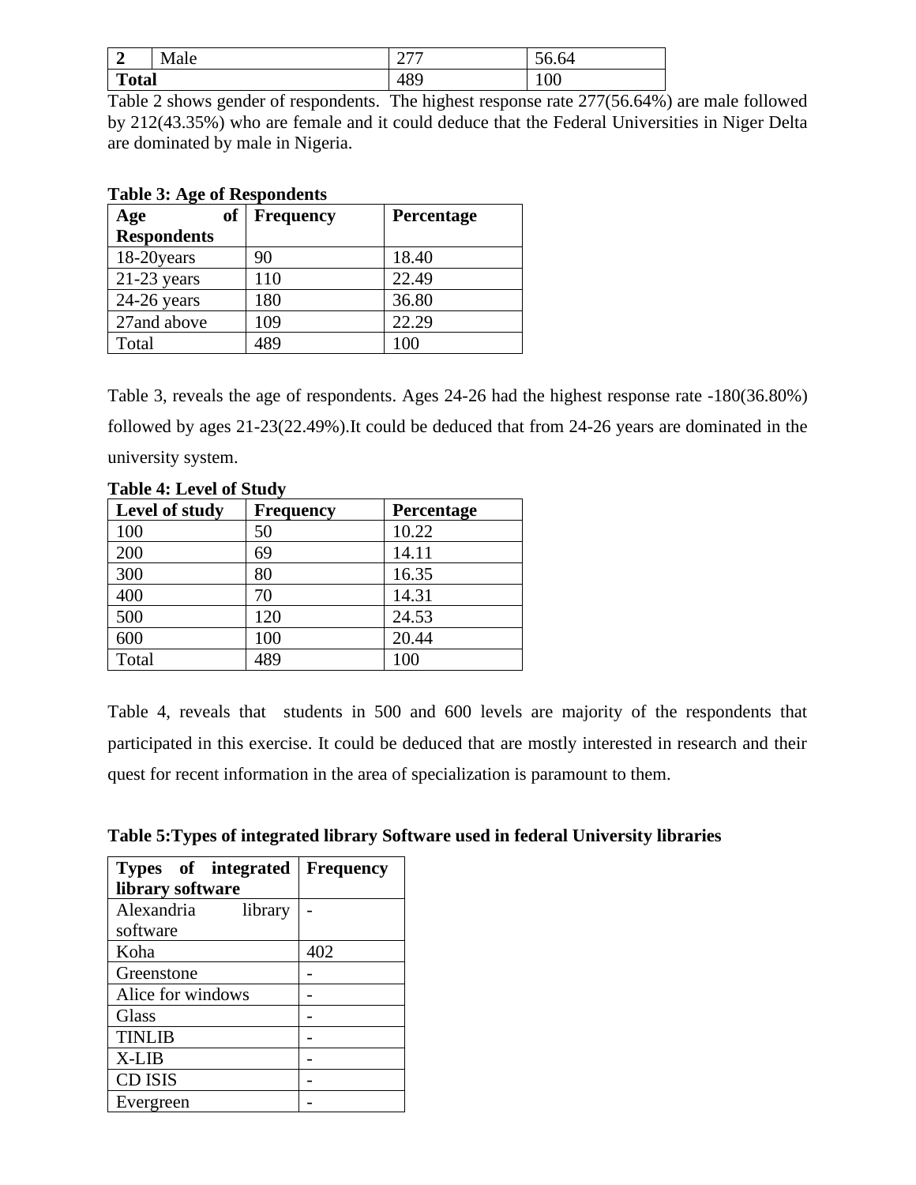| | | | |
|---|---|---|---|
| **2** | Male | 277 | 56.64 |
| **Total** | | 489 | 100 |

Table 2 shows gender of respondents. The highest response rate 277(56.64%) are male followed by 212(43.35%) who are female and it could deduce that the Federal Universities in Niger Delta are dominated by male in Nigeria.

**Table 3: Age of Respondents**

| **Age of Respondents** | **Frequency** | **Percentage** |
|---|---|---|
| 18-20years | 90 | 18.40 |
| 21-23 years | 110 | 22.49 |
| 24-26 years | 180 | 36.80 |
| 27and above | 109 | 22.29 |
| Total | 489 | 100 |

Table 3, reveals the age of respondents. Ages 24-26 had the highest response rate -180(36.80%) followed by ages 21-23(22.49%).It could be deduced that from 24-26 years are dominated in the university system.

**Table 4: Level of Study**

| **Level of study** | **Frequency** | **Percentage** |
|---|---|---|
| 100 | 50 | 10.22 |
| 200 | 69 | 14.11 |
| 300 | 80 | 16.35 |
| 400 | 70 | 14.31 |
| 500 | 120 | 24.53 |
| 600 | 100 | 20.44 |
| Total | 489 | 100 |

Table 4, reveals that students in 500 and 600 levels are majority of the respondents that participated in this exercise. It could be deduced that are mostly interested in research and their quest for recent information in the area of specialization is paramount to them.

**Table 5:Types of integrated library Software used in federal University libraries**

| **Types of integrated library software** | **Frequency** |
|---|---|
| Alexandria library software | - |
| Koha | 402 |
| Greenstone | - |
| Alice for windows | - |
| Glass | - |
| TINLIB | - |
| X-LIB | - |
| CD ISIS | - |
| Evergreen | - |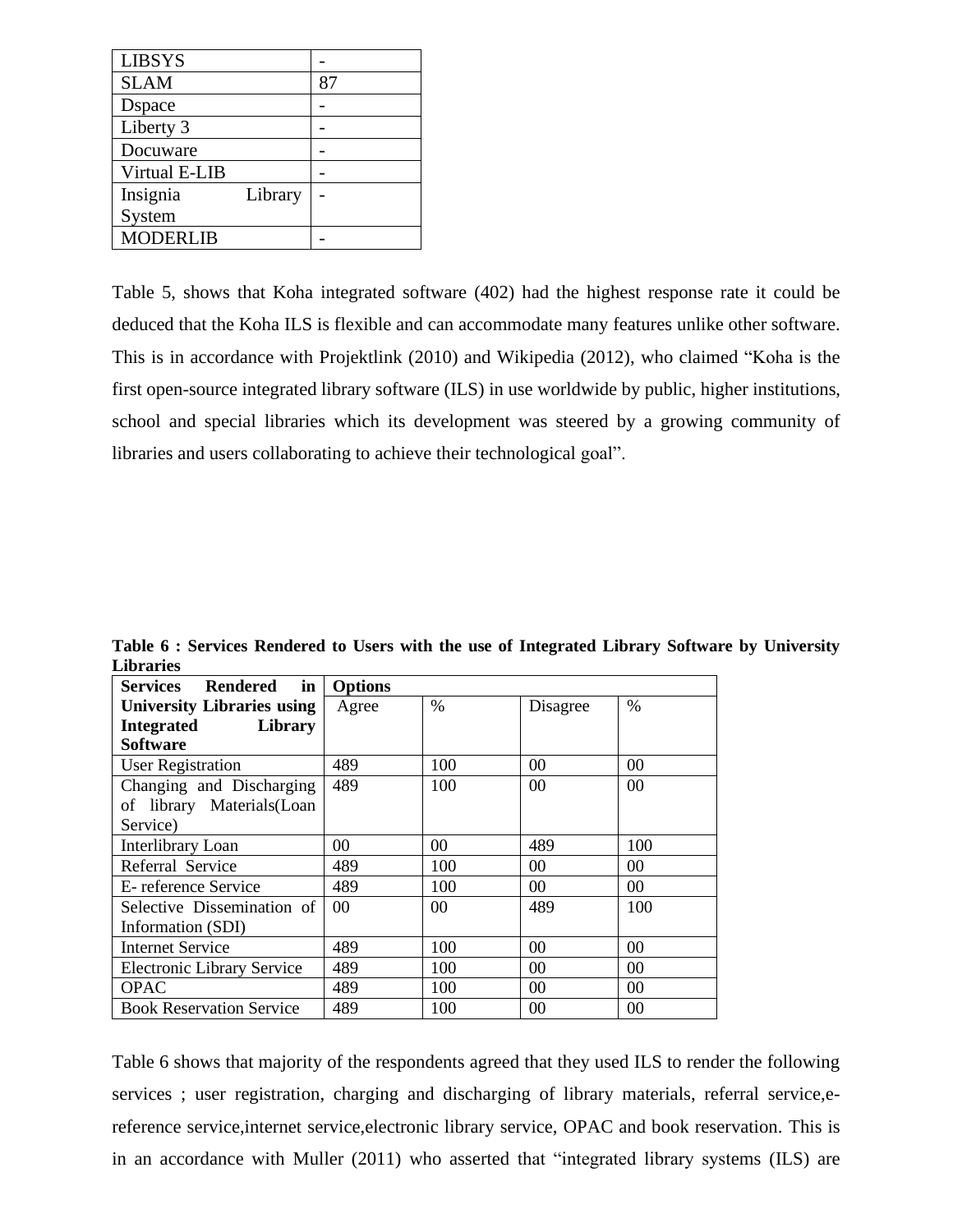| | |
|---|---|
| LIBSYS | - |
| SLAM | 87 |
| Dspace | - |
| Liberty 3 | - |
| Docuware | - |
| Virtual E-LIB | - |
| Insignia Library System | - |
| MODERLIB | - |

Table 5, shows that Koha integrated software (402) had the highest response rate it could be deduced that the Koha ILS is flexible and can accommodate many features unlike other software. This is in accordance with Projektlink (2010) and Wikipedia (2012), who claimed "Koha is the first open-source integrated library software (ILS) in use worldwide by public, higher institutions, school and special libraries which its development was steered by a growing community of libraries and users collaborating to achieve their technological goal".

**Table 6 : Services Rendered to Users with the use of Integrated Library Software by University Libraries**

| Services Rendered in University Libraries using Integrated Library Software | Options | | | |
|---|---|---|---|---|
| | Agree | % | Disagree | % |
| User Registration | 489 | 100 | 00 | 00 |
| Changing and Discharging of library Materials(Loan Service) | 489 | 100 | 00 | 00 |
| Interlibrary Loan | 00 | 00 | 489 | 100 |
| Referral Service | 489 | 100 | 00 | 00 |
| E- reference Service | 489 | 100 | 00 | 00 |
| Selective Dissemination of Information (SDI) | 00 | 00 | 489 | 100 |
| Internet Service | 489 | 100 | 00 | 00 |
| Electronic Library Service | 489 | 100 | 00 | 00 |
| OPAC | 489 | 100 | 00 | 00 |
| Book Reservation Service | 489 | 100 | 00 | 00 |

Table 6 shows that majority of the respondents agreed that they used ILS to render the following services ; user registration, charging and discharging of library materials, referral service,e-reference service,internet service,electronic library service, OPAC and book reservation. This is in an accordance with Muller (2011) who asserted that "integrated library systems (ILS) are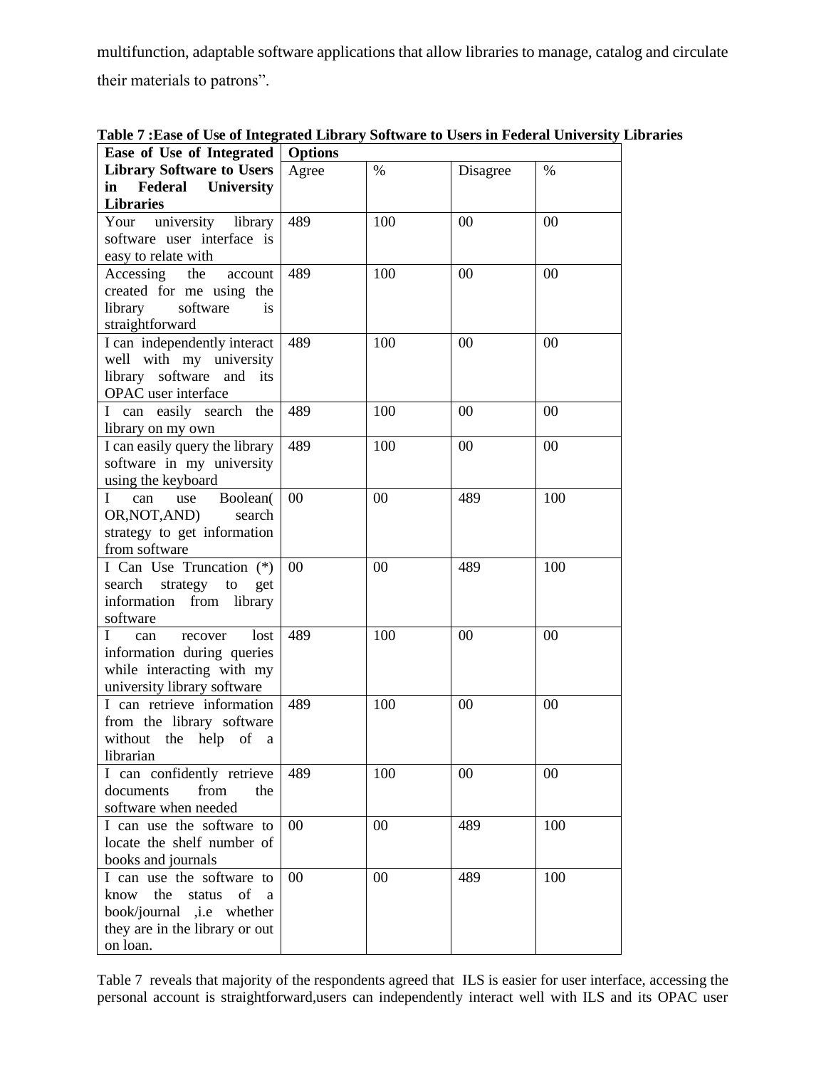multifunction, adaptable software applications that allow libraries to manage, catalog and circulate their materials to patrons".

**Table 7 :Ease of Use of Integrated Library Software to Users in Federal University Libraries**

| Ease of Use of Integrated Library Software to Users in Federal University Libraries | Options | | | |
|---|---|---|---|---|
| | Agree | % | Disagree | % |
| Your university library software user interface is easy to relate with | 489 | 100 | 00 | 00 |
| Accessing the account created for me using the library software is straightforward | 489 | 100 | 00 | 00 |
| I can independently interact well with my university library software and its OPAC user interface | 489 | 100 | 00 | 00 |
| I can easily search the library on my own | 489 | 100 | 00 | 00 |
| I can easily query the library software in my university using the keyboard | 489 | 100 | 00 | 00 |
| I can use Boolean( OR,NOT,AND) search strategy to get information from software | 00 | 00 | 489 | 100 |
| I Can Use Truncation (*) search strategy to get information from library software | 00 | 00 | 489 | 100 |
| I can recover lost information during queries while interacting with my university library software | 489 | 100 | 00 | 00 |
| I can retrieve information from the library software without the help of a librarian | 489 | 100 | 00 | 00 |
| I can confidently retrieve documents from the software when needed | 489 | 100 | 00 | 00 |
| I can use the software to locate the shelf number of books and journals | 00 | 00 | 489 | 100 |
| I can use the software to know the status of a book/journal ,i.e whether they are in the library or out on loan. | 00 | 00 | 489 | 100 |

Table 7 reveals that majority of the respondents agreed that ILS is easier for user interface, accessing the personal account is straightforward,users can independently interact well with ILS and its OPAC user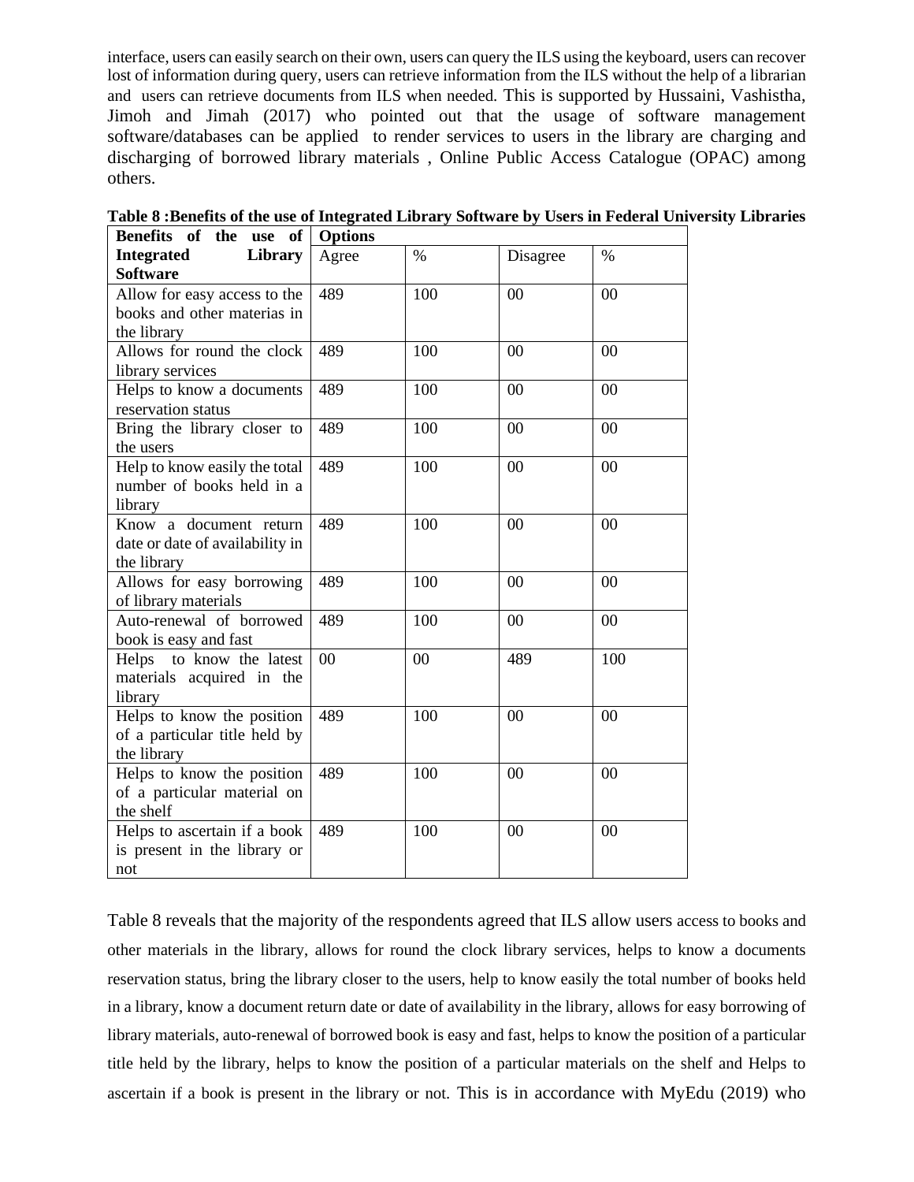interface, users can easily search on their own, users can query the ILS using the keyboard, users can recover lost of information during query, users can retrieve information from the ILS without the help of a librarian and users can retrieve documents from ILS when needed. This is supported by Hussaini, Vashistha, Jimoh and Jimah (2017) who pointed out that the usage of software management software/databases can be applied to render services to users in the library are charging and discharging of borrowed library materials , Online Public Access Catalogue (OPAC) among others.

**Table 8 :Benefits of the use of Integrated Library Software by Users in Federal University Libraries**

| **Benefits of the use of Integrated Library Software** | **Options** | | | |
|---|---|---|---|---|
| | Agree | % | Disagree | % |
| Allow for easy access to the books and other materias in the library | 489 | 100 | 00 | 00 |
| Allows for round the clock library services | 489 | 100 | 00 | 00 |
| Helps to know a documents reservation status | 489 | 100 | 00 | 00 |
| Bring the library closer to the users | 489 | 100 | 00 | 00 |
| Help to know easily the total number of books held in a library | 489 | 100 | 00 | 00 |
| Know a document return date or date of availability in the library | 489 | 100 | 00 | 00 |
| Allows for easy borrowing of library materials | 489 | 100 | 00 | 00 |
| Auto-renewal of borrowed book is easy and fast | 489 | 100 | 00 | 00 |
| Helps to know the latest materials acquired in the library | 00 | 00 | 489 | 100 |
| Helps to know the position of a particular title held by the library | 489 | 100 | 00 | 00 |
| Helps to know the position of a particular material on the shelf | 489 | 100 | 00 | 00 |
| Helps to ascertain if a book is present in the library or not | 489 | 100 | 00 | 00 |

Table 8 reveals that the majority of the respondents agreed that ILS allow users access to books and other materials in the library, allows for round the clock library services, helps to know a documents reservation status, bring the library closer to the users, help to know easily the total number of books held in a library, know a document return date or date of availability in the library, allows for easy borrowing of library materials, auto-renewal of borrowed book is easy and fast, helps to know the position of a particular title held by the library, helps to know the position of a particular materials on the shelf and Helps to ascertain if a book is present in the library or not. This is in accordance with MyEdu (2019) who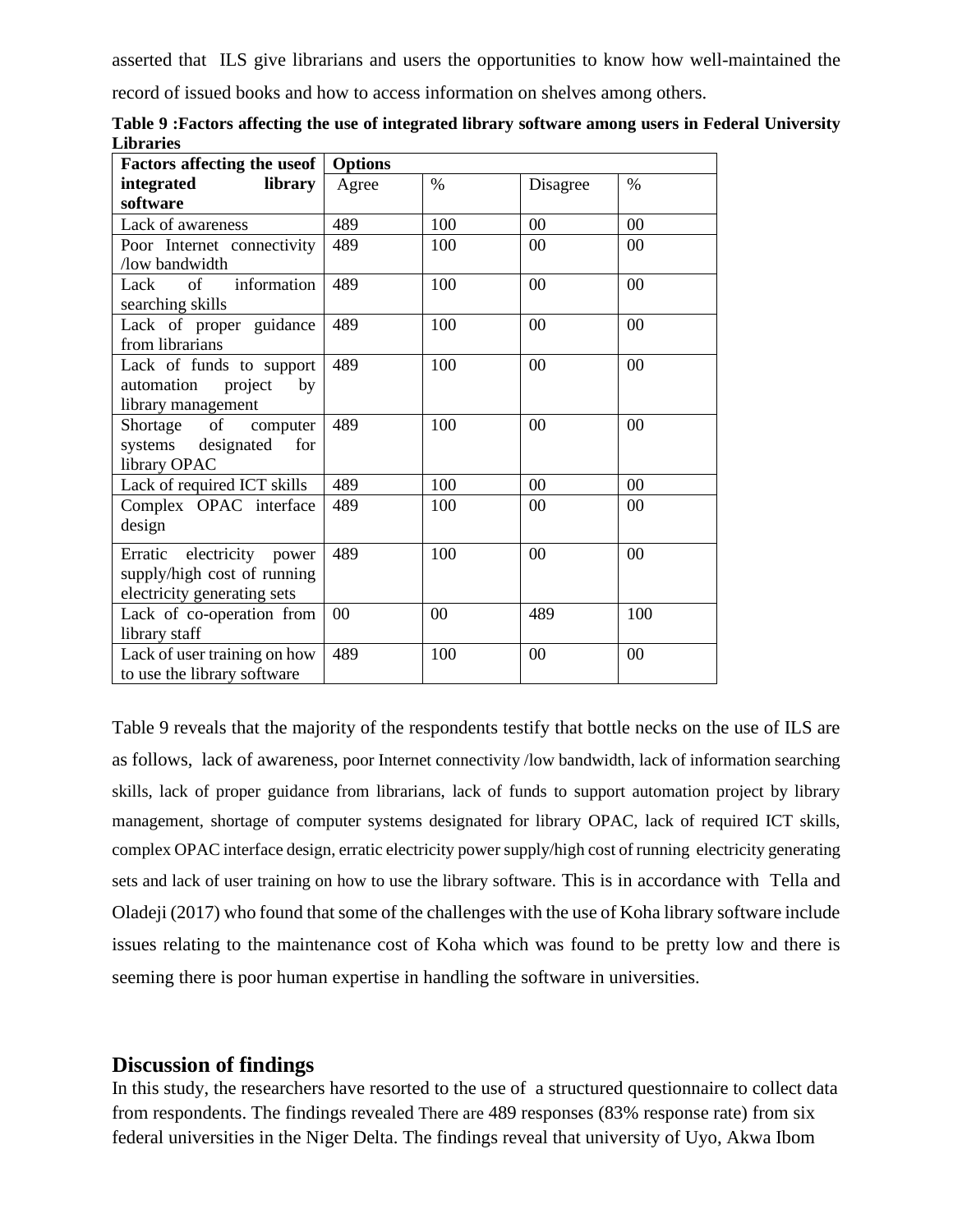asserted that ILS give librarians and users the opportunities to know how well-maintained the record of issued books and how to access information on shelves among others.

**Table 9 :Factors affecting the use of integrated library software among users in Federal University Libraries**

| Factors affecting the useof integrated library software | Options | | | |
|---|---|---|---|---|
| | Agree | % | Disagree | % |
| Lack of awareness | 489 | 100 | 00 | 00 |
| Poor Internet connectivity /low bandwidth | 489 | 100 | 00 | 00 |
| Lack of information searching skills | 489 | 100 | 00 | 00 |
| Lack of proper guidance from librarians | 489 | 100 | 00 | 00 |
| Lack of funds to support automation project by library management | 489 | 100 | 00 | 00 |
| Shortage of computer systems designated for library OPAC | 489 | 100 | 00 | 00 |
| Lack of required ICT skills | 489 | 100 | 00 | 00 |
| Complex OPAC interface design | 489 | 100 | 00 | 00 |
| Erratic electricity power supply/high cost of running electricity generating sets | 489 | 100 | 00 | 00 |
| Lack of co-operation from library staff | 00 | 00 | 489 | 100 |
| Lack of user training on how to use the library software | 489 | 100 | 00 | 00 |

Table 9 reveals that the majority of the respondents testify that bottle necks on the use of ILS are as follows, lack of awareness, poor Internet connectivity /low bandwidth, lack of information searching skills, lack of proper guidance from librarians, lack of funds to support automation project by library management, shortage of computer systems designated for library OPAC, lack of required ICT skills, complex OPAC interface design, erratic electricity power supply/high cost of running electricity generating sets and lack of user training on how to use the library software. This is in accordance with Tella and Oladeji (2017) who found that some of the challenges with the use of Koha library software include issues relating to the maintenance cost of Koha which was found to be pretty low and there is seeming there is poor human expertise in handling the software in universities.

## Discussion of findings

In this study, the researchers have resorted to the use of a structured questionnaire to collect data from respondents. The findings revealed There are 489 responses (83% response rate) from six federal universities in the Niger Delta. The findings reveal that university of Uyo, Akwa Ibom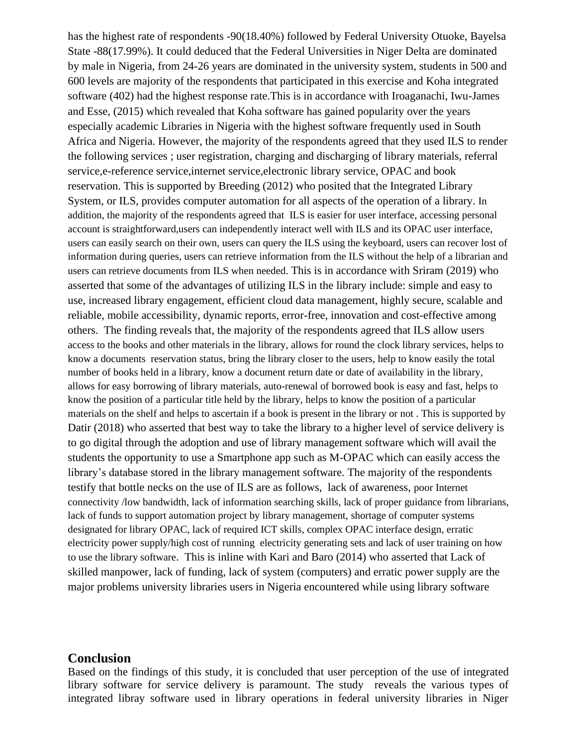has the highest rate of respondents -90(18.40%) followed by Federal University Otuoke, Bayelsa State -88(17.99%). It could deduced that the Federal Universities in Niger Delta are dominated by male in Nigeria, from 24-26 years are dominated in the university system, students in 500 and 600 levels are majority of the respondents that participated in this exercise and Koha integrated software (402) had the highest response rate.This is in accordance with Iroaganachi, Iwu-James and Esse, (2015) which revealed that Koha software has gained popularity over the years especially academic Libraries in Nigeria with the highest software frequently used in South Africa and Nigeria. However, the majority of the respondents agreed that they used ILS to render the following services ; user registration, charging and discharging of library materials, referral service,e-reference service,internet service,electronic library service, OPAC and book reservation. This is supported by Breeding (2012) who posited that the Integrated Library System, or ILS, provides computer automation for all aspects of the operation of a library. In addition, the majority of the respondents agreed that ILS is easier for user interface, accessing personal account is straightforward,users can independently interact well with ILS and its OPAC user interface, users can easily search on their own, users can query the ILS using the keyboard, users can recover lost of information during queries, users can retrieve information from the ILS without the help of a librarian and users can retrieve documents from ILS when needed. This is in accordance with Sriram (2019) who asserted that some of the advantages of utilizing ILS in the library include: simple and easy to use, increased library engagement, efficient cloud data management, highly secure, scalable and reliable, mobile accessibility, dynamic reports, error-free, innovation and cost-effective among others. The finding reveals that, the majority of the respondents agreed that ILS allow users access to the books and other materials in the library, allows for round the clock library services, helps to know a documents reservation status, bring the library closer to the users, help to know easily the total number of books held in a library, know a document return date or date of availability in the library, allows for easy borrowing of library materials, auto-renewal of borrowed book is easy and fast, helps to know the position of a particular title held by the library, helps to know the position of a particular materials on the shelf and helps to ascertain if a book is present in the library or not . This is supported by Datir (2018) who asserted that best way to take the library to a higher level of service delivery is to go digital through the adoption and use of library management software which will avail the students the opportunity to use a Smartphone app such as M-OPAC which can easily access the library's database stored in the library management software. The majority of the respondents testify that bottle necks on the use of ILS are as follows, lack of awareness, poor Internet connectivity /low bandwidth, lack of information searching skills, lack of proper guidance from librarians, lack of funds to support automation project by library management, shortage of computer systems designated for library OPAC, lack of required ICT skills, complex OPAC interface design, erratic electricity power supply/high cost of running electricity generating sets and lack of user training on how to use the library software. This is inline with Kari and Baro (2014) who asserted that Lack of skilled manpower, lack of funding, lack of system (computers) and erratic power supply are the major problems university libraries users in Nigeria encountered while using library software

## Conclusion

Based on the findings of this study, it is concluded that user perception of the use of integrated library software for service delivery is paramount. The study reveals the various types of integrated libray software used in library operations in federal university libraries in Niger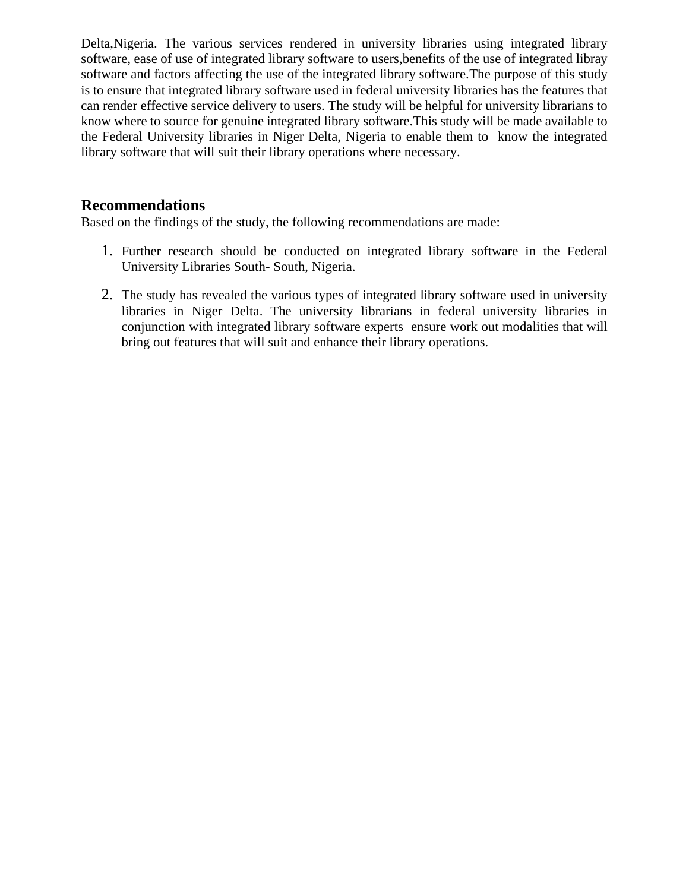Delta,Nigeria. The various services rendered in university libraries using integrated library software, ease of use of integrated library software to users,benefits of the use of integrated libray software and factors affecting the use of the integrated library software.The purpose of this study is to ensure that integrated library software used in federal university libraries has the features that can render effective service delivery to users. The study will be helpful for university librarians to know where to source for genuine integrated library software.This study will be made available to the Federal University libraries in Niger Delta, Nigeria to enable them to know the integrated library software that will suit their library operations where necessary.

## Recommendations

Based on the findings of the study, the following recommendations are made:

1. Further research should be conducted on integrated library software in the Federal University Libraries South- South, Nigeria.
2. The study has revealed the various types of integrated library software used in university libraries in Niger Delta. The university librarians in federal university libraries in conjunction with integrated library software experts ensure work out modalities that will bring out features that will suit and enhance their library operations.